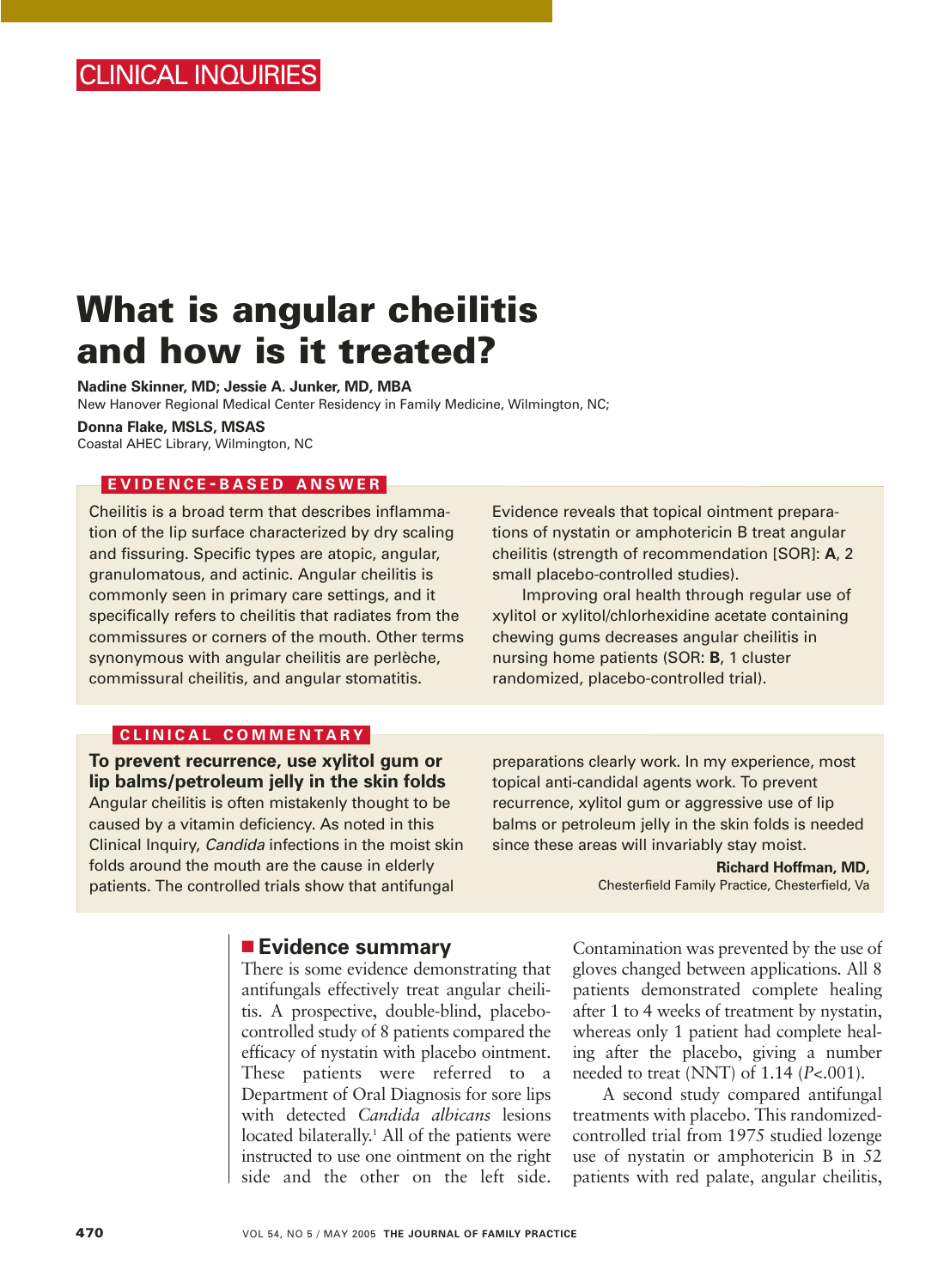CLINICAL INQUIRIES

# What is angular cheilitis and how is it treated?

**Nadine Skinner, MD; Jessie A. Junker, MD, MBA**
New Hanover Regional Medical Center Residency in Family Medicine, Wilmington, NC;

**Donna Flake, MSLS, MSAS**
Coastal AHEC Library, Wilmington, NC

## EVIDENCE-BASED ANSWER

Cheilitis is a broad term that describes inflammation of the lip surface characterized by dry scaling and fissuring. Specific types are atopic, angular, granulomatous, and actinic. Angular cheilitis is commonly seen in primary care settings, and it specifically refers to cheilitis that radiates from the commissures or corners of the mouth. Other terms synonymous with angular cheilitis are perlèche, commissural cheilitis, and angular stomatitis.

Evidence reveals that topical ointment preparations of nystatin or amphotericin B treat angular cheilitis (strength of recommendation [SOR]: **A**, 2 small placebo-controlled studies).

Improving oral health through regular use of xylitol or xylitol/chlorhexidine acetate containing chewing gums decreases angular cheilitis in nursing home patients (SOR: **B**, 1 cluster randomized, placebo-controlled trial).

## CLINICAL COMMENTARY

**To prevent recurrence, use xylitol gum or lip balms/petroleum jelly in the skin folds**

Angular cheilitis is often mistakenly thought to be caused by a vitamin deficiency. As noted in this Clinical Inquiry, *Candida* infections in the moist skin folds around the mouth are the cause in elderly patients. The controlled trials show that antifungal preparations clearly work. In my experience, most topical anti-candidal agents work. To prevent recurrence, xylitol gum or aggressive use of lip balms or petroleum jelly in the skin folds is needed since these areas will invariably stay moist.

**Richard Hoffman, MD,**
Chesterfield Family Practice, Chesterfield, Va

## Evidence summary

There is some evidence demonstrating that antifungals effectively treat angular cheilitis. A prospective, double-blind, placebo-controlled study of 8 patients compared the efficacy of nystatin with placebo ointment. These patients were referred to a Department of Oral Diagnosis for sore lips with detected *Candida albicans* lesions located bilaterally.[1] All of the patients were instructed to use one ointment on the right side and the other on the left side. Contamination was prevented by the use of gloves changed between applications. All 8 patients demonstrated complete healing after 1 to 4 weeks of treatment by nystatin, whereas only 1 patient had complete healing after the placebo, giving a number needed to treat (NNT) of 1.14 ($P<.001$).

A second study compared antifungal treatments with placebo. This randomized-controlled trial from 1975 studied lozenge use of nystatin or amphotericin B in 52 patients with red palate, angular cheilitis,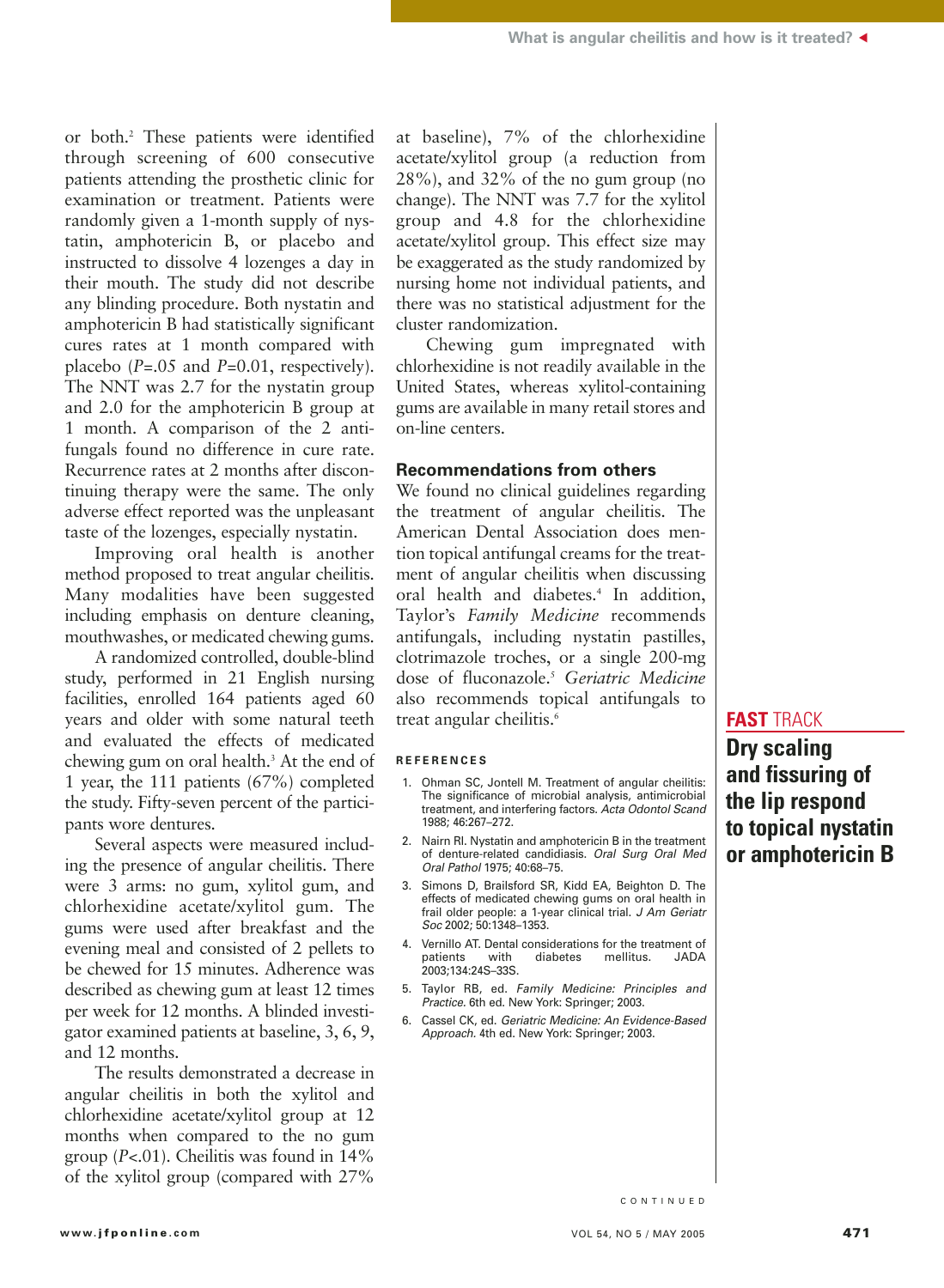or both.[2] These patients were identified through screening of 600 consecutive patients attending the prosthetic clinic for examination or treatment. Patients were randomly given a 1-month supply of nystatin, amphotericin B, or placebo and instructed to dissolve 4 lozenges a day in their mouth. The study did not describe any blinding procedure. Both nystatin and amphotericin B had statistically significant cures rates at 1 month compared with placebo ($P$=.05 and $P$=0.01, respectively). The NNT was 2.7 for the nystatin group and 2.0 for the amphotericin B group at 1 month. A comparison of the 2 antifungals found no difference in cure rate. Recurrence rates at 2 months after discontinuing therapy were the same. The only adverse effect reported was the unpleasant taste of the lozenges, especially nystatin.

Improving oral health is another method proposed to treat angular cheilitis. Many modalities have been suggested including emphasis on denture cleaning, mouthwashes, or medicated chewing gums.

A randomized controlled, double-blind study, performed in 21 English nursing facilities, enrolled 164 patients aged 60 years and older with some natural teeth and evaluated the effects of medicated chewing gum on oral health.[3] At the end of 1 year, the 111 patients (67%) completed the study. Fifty-seven percent of the participants wore dentures.

Several aspects were measured including the presence of angular cheilitis. There were 3 arms: no gum, xylitol gum, and chlorhexidine acetate/xylitol gum. The gums were used after breakfast and the evening meal and consisted of 2 pellets to be chewed for 15 minutes. Adherence was described as chewing gum at least 12 times per week for 12 months. A blinded investigator examined patients at baseline, 3, 6, 9, and 12 months.

The results demonstrated a decrease in angular cheilitis in both the xylitol and chlorhexidine acetate/xylitol group at 12 months when compared to the no gum group ($P$<.01). Cheilitis was found in 14% of the xylitol group (compared with 27% at baseline), 7% of the chlorhexidine acetate/xylitol group (a reduction from 28%), and 32% of the no gum group (no change). The NNT was 7.7 for the xylitol group and 4.8 for the chlorhexidine acetate/xylitol group. This effect size may be exaggerated as the study randomized by nursing home not individual patients, and there was no statistical adjustment for the cluster randomization.

Chewing gum impregnated with chlorhexidine is not readily available in the United States, whereas xylitol-containing gums are available in many retail stores and on-line centers.

### Recommendations from others

We found no clinical guidelines regarding the treatment of angular cheilitis. The American Dental Association does mention topical antifungal creams for the treatment of angular cheilitis when discussing oral health and diabetes.[4] In addition, Taylor's *Family Medicine* recommends antifungals, including nystatin pastilles, clotrimazole troches, or a single 200-mg dose of fluconazole.[5] *Geriatric Medicine* also recommends topical antifungals to treat angular cheilitis.[6]

**FAST TRACK**

**Dry scaling and fissuring of the lip respond to topical nystatin or amphotericin B**

#### REFERENCES

1. Ohman SC, Jontell M. Treatment of angular cheilitis: The significance of microbial analysis, antimicrobial treatment, and interfering factors. *Acta Odontol Scand* 1988; 46:267–272.
2. Nairn RI. Nystatin and amphotericin B in the treatment of denture-related candidiasis. *Oral Surg Oral Med Oral Pathol* 1975; 40:68–75.
3. Simons D, Brailsford SR, Kidd EA, Beighton D. The effects of medicated chewing gums on oral health in frail older people: a 1-year clinical trial. *J Am Geriatr Soc* 2002; 50:1348–1353.
4. Vernillo AT. Dental considerations for the treatment of patients with diabetes mellitus. JADA 2003;134:24S–33S.
5. Taylor RB, ed. *Family Medicine: Principles and Practice.* 6th ed. New York: Springer; 2003.
6. Cassel CK, ed. *Geriatric Medicine: An Evidence-Based Approach.* 4th ed. New York: Springer; 2003.

CONTINUED